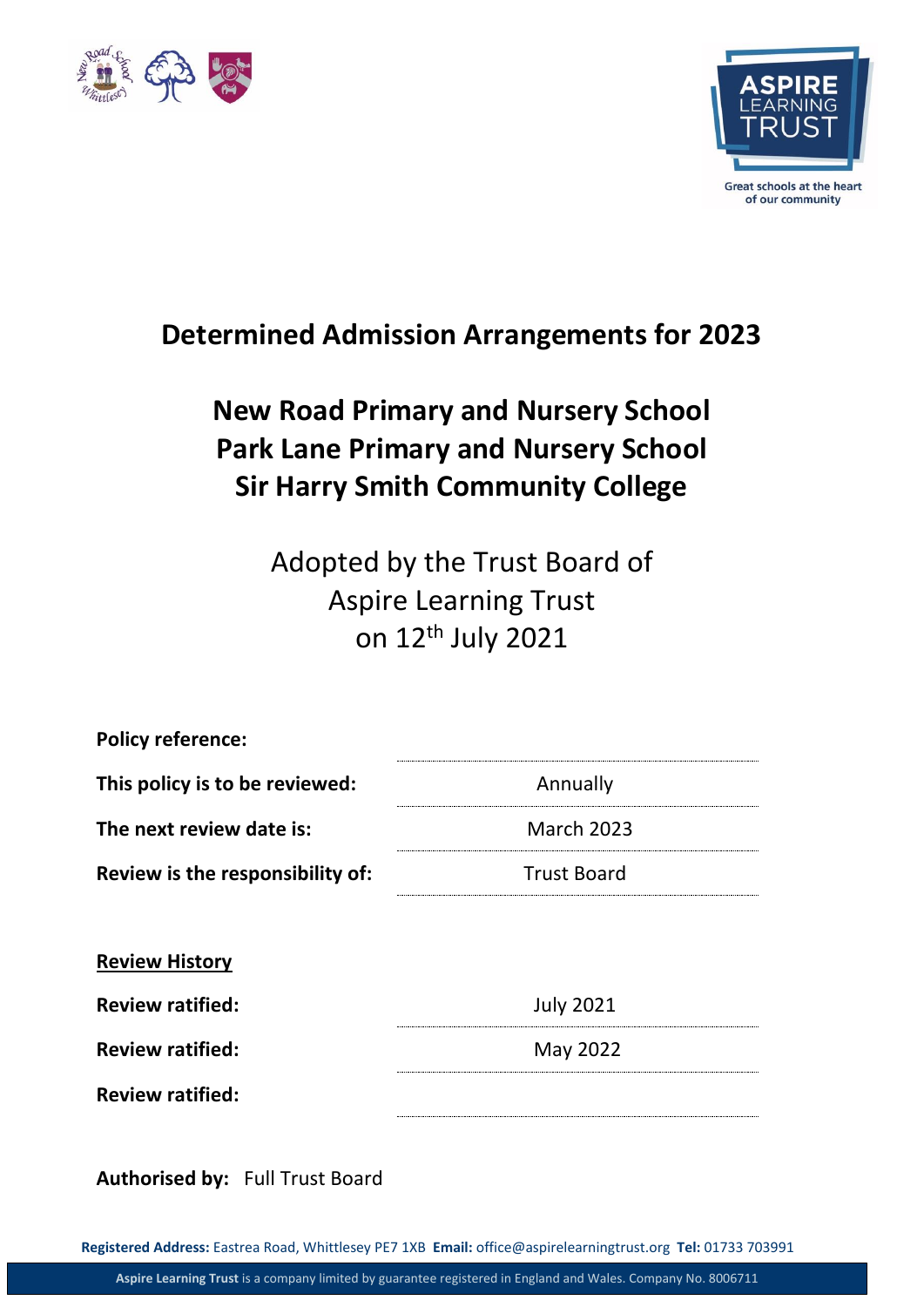ASPIRE LEARNING TRUST

Great schools at the heart of our community

# Determined Admission Arrangements for 2023

## New Road Primary and Nursery School
## Park Lane Primary and Nursery School
## Sir Harry Smith Community College

Adopted by the Trust Board of
Aspire Learning Trust
on 12th July 2021

| | |
|---|---|
| **Policy reference:** | |
| **This policy is to be reviewed:** | Annually |
| **The next review date is:** | March 2023 |
| **Review is the responsibility of:** | Trust Board |

**Review History**

| | |
|---|---|
| **Review ratified:** | July 2021 |
| **Review ratified:** | May 2022 |
| **Review ratified:** | |

**Authorised by:** Full Trust Board

**Registered Address:** Eastrea Road, Whittlesey PE7 1XB **Email:** office@aspirelearningtrust.org **Tel:** 01733 703991

**Aspire Learning Trust** is a company limited by guarantee registered in England and Wales. Company No. 8006711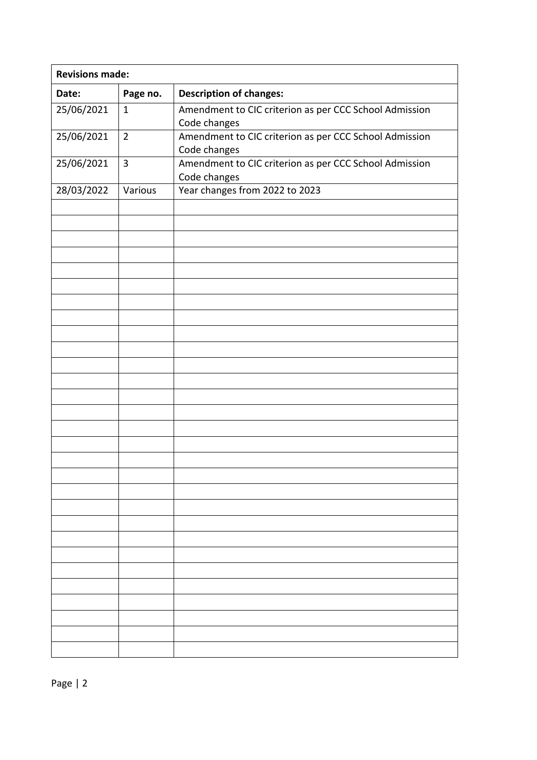| Revisions made: | | |
| --- | --- | --- |
| **Date:** | **Page no.** | **Description of changes:** |
| 25/06/2021 | 1 | Amendment to CIC criterion as per CCC School Admission Code changes |
| 25/06/2021 | 2 | Amendment to CIC criterion as per CCC School Admission Code changes |
| 25/06/2021 | 3 | Amendment to CIC criterion as per CCC School Admission Code changes |
| 28/03/2022 | Various | Year changes from 2022 to 2023 |
| | | |
| | | |
| | | |
| | | |
| | | |
| | | |
| | | |
| | | |
| | | |
| | | |
| | | |
| | | |
| | | |
| | | |
| | | |
| | | |
| | | |
| | | |
| | | |
| | | |
| | | |
| | | |
| | | |
| | | |
| | | |
| | | |
| | | |
| | | |
| | | |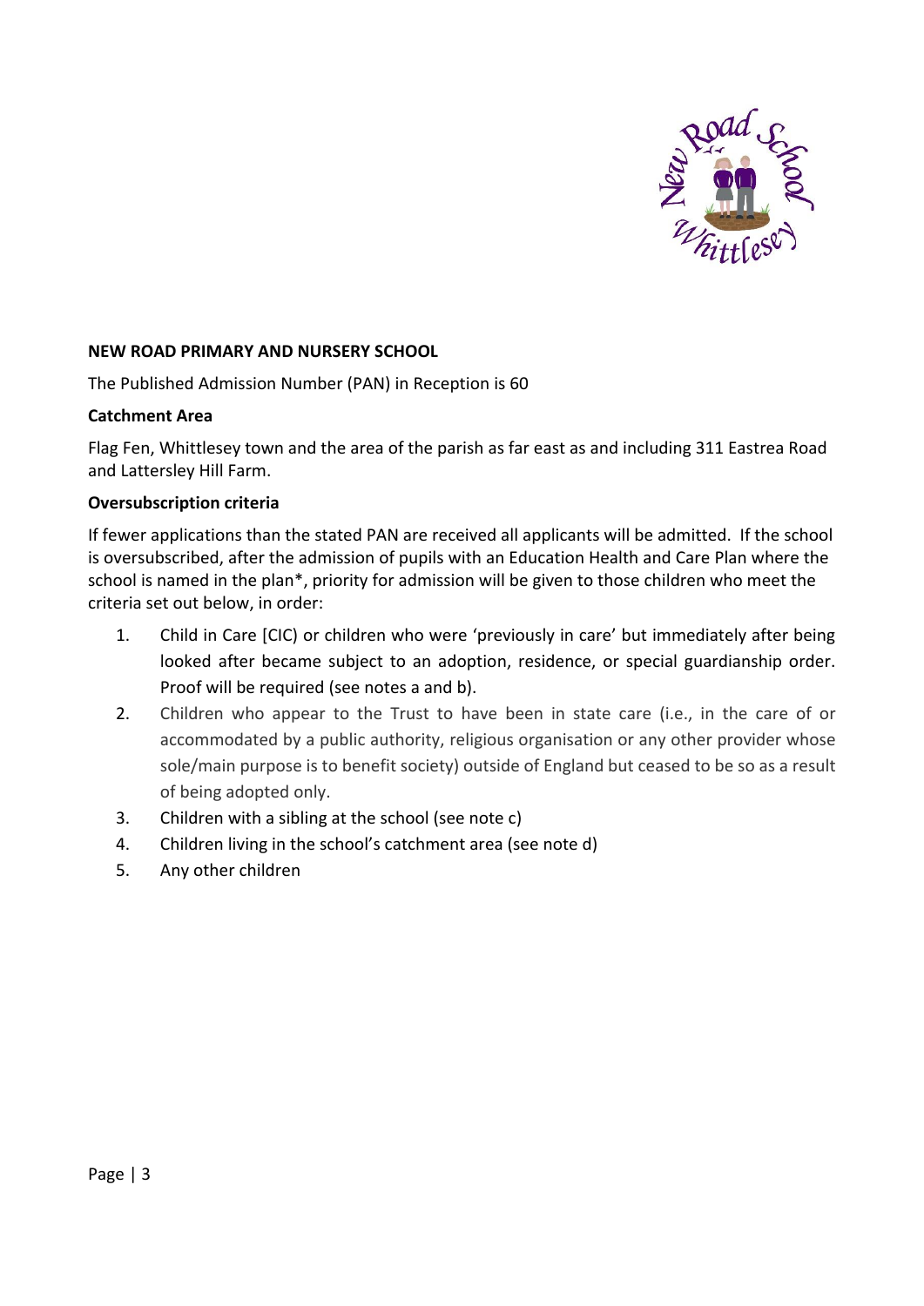**NEW ROAD PRIMARY AND NURSERY SCHOOL**

The Published Admission Number (PAN) in Reception is 60

**Catchment Area**

Flag Fen, Whittlesey town and the area of the parish as far east as and including 311 Eastrea Road and Lattersley Hill Farm.

**Oversubscription criteria**

If fewer applications than the stated PAN are received all applicants will be admitted. If the school is oversubscribed, after the admission of pupils with an Education Health and Care Plan where the school is named in the plan*, priority for admission will be given to those children who meet the criteria set out below, in order:

1. Child in Care [CIC) or children who were 'previously in care' but immediately after being looked after became subject to an adoption, residence, or special guardianship order. Proof will be required (see notes a and b).
2. Children who appear to the Trust to have been in state care (i.e., in the care of or accommodated by a public authority, religious organisation or any other provider whose sole/main purpose is to benefit society) outside of England but ceased to be so as a result of being adopted only.
3. Children with a sibling at the school (see note c)
4. Children living in the school's catchment area (see note d)
5. Any other children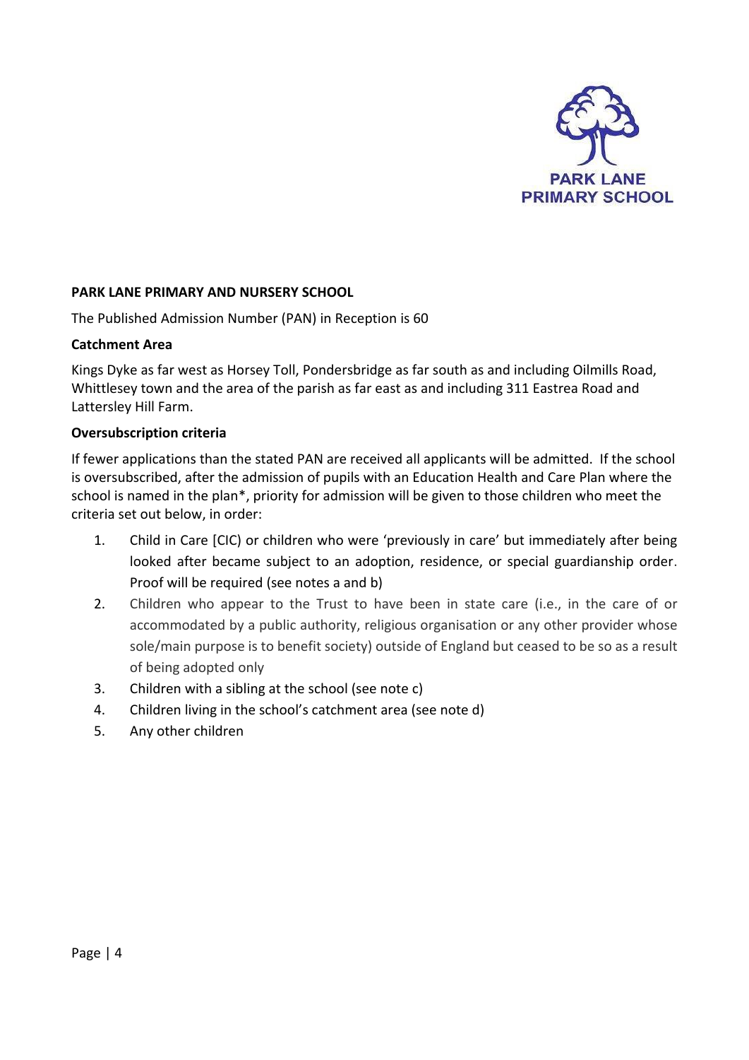**PARK LANE PRIMARY AND NURSERY SCHOOL**

The Published Admission Number (PAN) in Reception is 60

**Catchment Area**

Kings Dyke as far west as Horsey Toll, Pondersbridge as far south as and including Oilmills Road, Whittlesey town and the area of the parish as far east as and including 311 Eastrea Road and Lattersley Hill Farm.

**Oversubscription criteria**

If fewer applications than the stated PAN are received all applicants will be admitted. If the school is oversubscribed, after the admission of pupils with an Education Health and Care Plan where the school is named in the plan*, priority for admission will be given to those children who meet the criteria set out below, in order:

1. Child in Care [CIC) or children who were 'previously in care' but immediately after being looked after became subject to an adoption, residence, or special guardianship order. Proof will be required (see notes a and b)
2. Children who appear to the Trust to have been in state care (i.e., in the care of or accommodated by a public authority, religious organisation or any other provider whose sole/main purpose is to benefit society) outside of England but ceased to be so as a result of being adopted only
3. Children with a sibling at the school (see note c)
4. Children living in the school's catchment area (see note d)
5. Any other children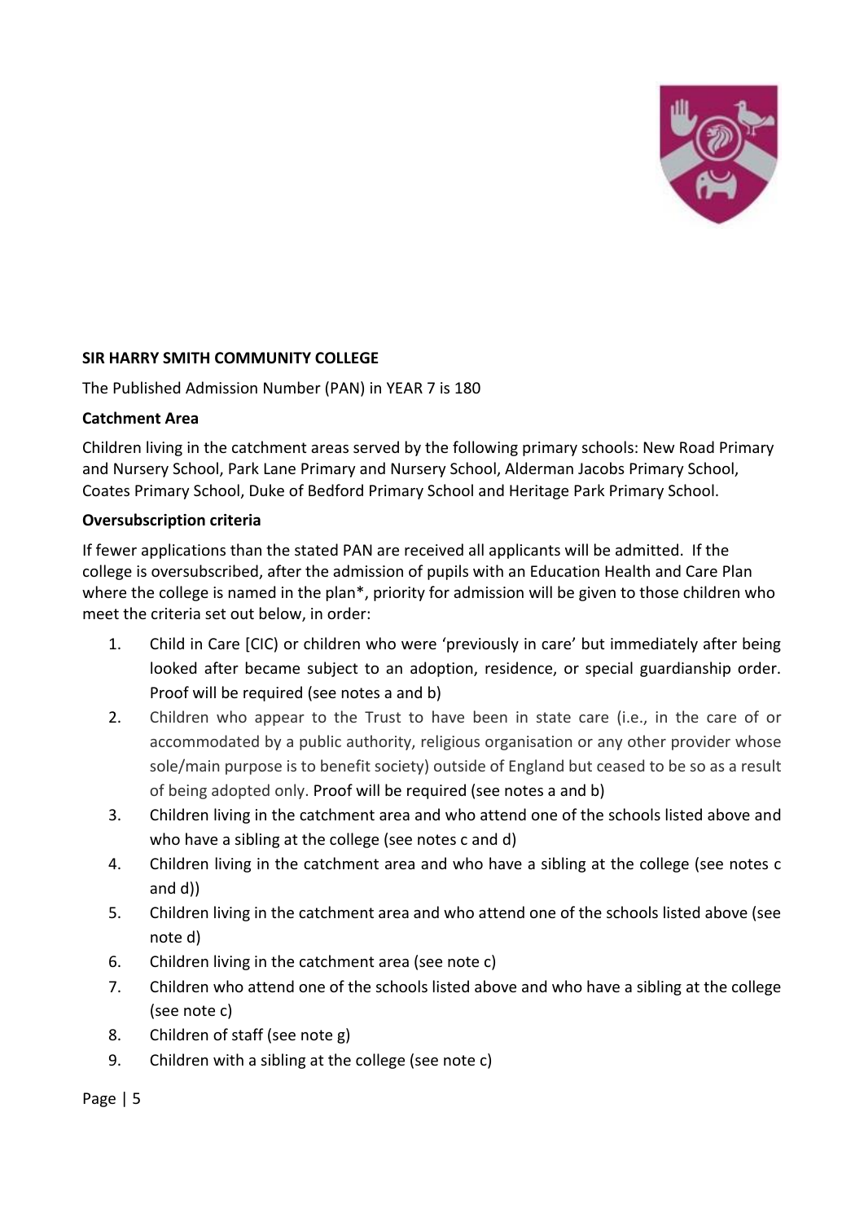**SIR HARRY SMITH COMMUNITY COLLEGE**

The Published Admission Number (PAN) in YEAR 7 is 180

**Catchment Area**

Children living in the catchment areas served by the following primary schools: New Road Primary and Nursery School, Park Lane Primary and Nursery School, Alderman Jacobs Primary School, Coates Primary School, Duke of Bedford Primary School and Heritage Park Primary School.

**Oversubscription criteria**

If fewer applications than the stated PAN are received all applicants will be admitted. If the college is oversubscribed, after the admission of pupils with an Education Health and Care Plan where the college is named in the plan*, priority for admission will be given to those children who meet the criteria set out below, in order:

1. Child in Care [CIC] or children who were 'previously in care' but immediately after being looked after became subject to an adoption, residence, or special guardianship order. Proof will be required (see notes a and b)
2. Children who appear to the Trust to have been in state care (i.e., in the care of or accommodated by a public authority, religious organisation or any other provider whose sole/main purpose is to benefit society) outside of England but ceased to be so as a result of being adopted only. Proof will be required (see notes a and b)
3. Children living in the catchment area and who attend one of the schools listed above and who have a sibling at the college (see notes c and d)
4. Children living in the catchment area and who have a sibling at the college (see notes c and d))
5. Children living in the catchment area and who attend one of the schools listed above (see note d)
6. Children living in the catchment area (see note c)
7. Children who attend one of the schools listed above and who have a sibling at the college (see note c)
8. Children of staff (see note g)
9. Children with a sibling at the college (see note c)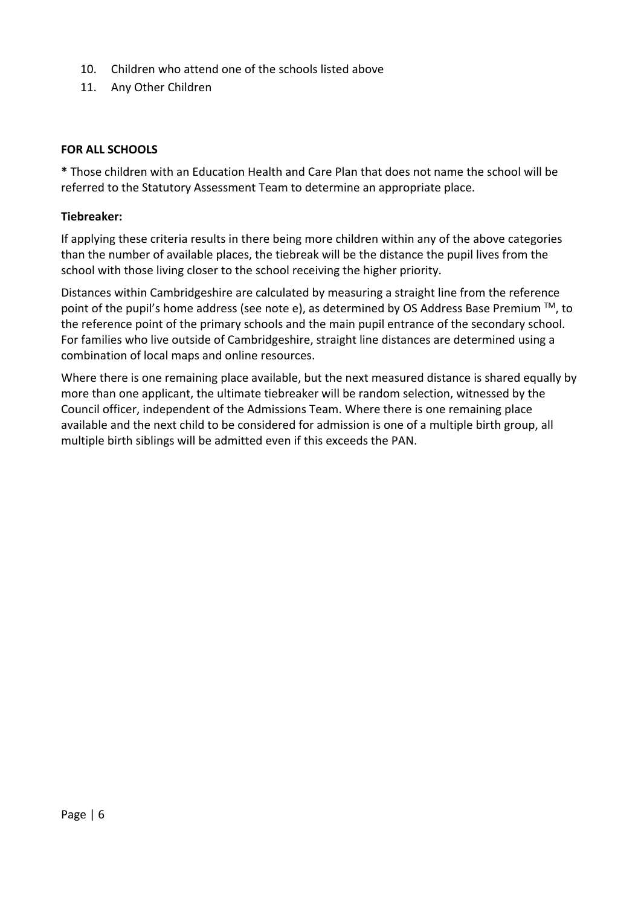10. Children who attend one of the schools listed above
11. Any Other Children

**FOR ALL SCHOOLS**

**\*** Those children with an Education Health and Care Plan that does not name the school will be referred to the Statutory Assessment Team to determine an appropriate place.

**Tiebreaker:**

If applying these criteria results in there being more children within any of the above categories than the number of available places, the tiebreak will be the distance the pupil lives from the school with those living closer to the school receiving the higher priority.

Distances within Cambridgeshire are calculated by measuring a straight line from the reference point of the pupil's home address (see note e), as determined by OS Address Base Premium ™, to the reference point of the primary schools and the main pupil entrance of the secondary school. For families who live outside of Cambridgeshire, straight line distances are determined using a combination of local maps and online resources.

Where there is one remaining place available, but the next measured distance is shared equally by more than one applicant, the ultimate tiebreaker will be random selection, witnessed by the Council officer, independent of the Admissions Team. Where there is one remaining place available and the next child to be considered for admission is one of a multiple birth group, all multiple birth siblings will be admitted even if this exceeds the PAN.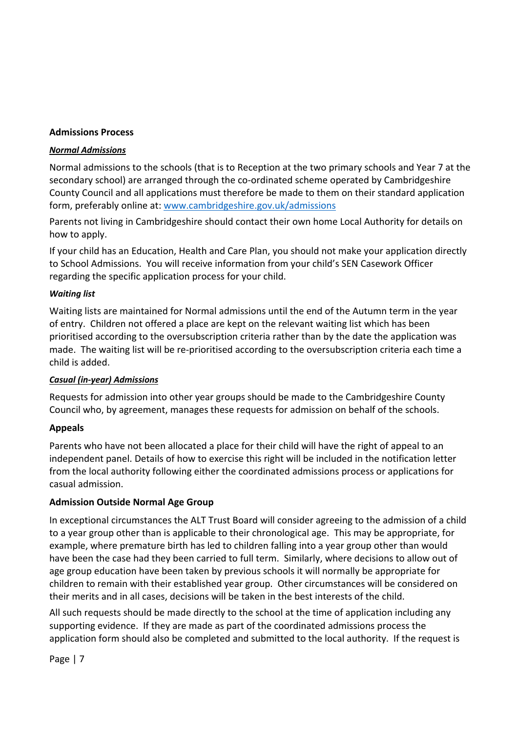## Admissions Process

***Normal Admissions***

Normal admissions to the schools (that is to Reception at the two primary schools and Year 7 at the secondary school) are arranged through the co-ordinated scheme operated by Cambridgeshire County Council and all applications must therefore be made to them on their standard application form, preferably online at: [www.cambridgeshire.gov.uk/admissions](http://www.cambridgeshire.gov.uk/admissions)

Parents not living in Cambridgeshire should contact their own home Local Authority for details on how to apply.

If your child has an Education, Health and Care Plan, you should not make your application directly to School Admissions. You will receive information from your child's SEN Casework Officer regarding the specific application process for your child.

***Waiting list***

Waiting lists are maintained for Normal admissions until the end of the Autumn term in the year of entry. Children not offered a place are kept on the relevant waiting list which has been prioritised according to the oversubscription criteria rather than by the date the application was made. The waiting list will be re-prioritised according to the oversubscription criteria each time a child is added.

***Casual (in-year) Admissions***

Requests for admission into other year groups should be made to the Cambridgeshire County Council who, by agreement, manages these requests for admission on behalf of the schools.

## Appeals

Parents who have not been allocated a place for their child will have the right of appeal to an independent panel. Details of how to exercise this right will be included in the notification letter from the local authority following either the coordinated admissions process or applications for casual admission.

## Admission Outside Normal Age Group

In exceptional circumstances the ALT Trust Board will consider agreeing to the admission of a child to a year group other than is applicable to their chronological age. This may be appropriate, for example, where premature birth has led to children falling into a year group other than would have been the case had they been carried to full term. Similarly, where decisions to allow out of age group education have been taken by previous schools it will normally be appropriate for children to remain with their established year group. Other circumstances will be considered on their merits and in all cases, decisions will be taken in the best interests of the child.

All such requests should be made directly to the school at the time of application including any supporting evidence. If they are made as part of the coordinated admissions process the application form should also be completed and submitted to the local authority. If the request is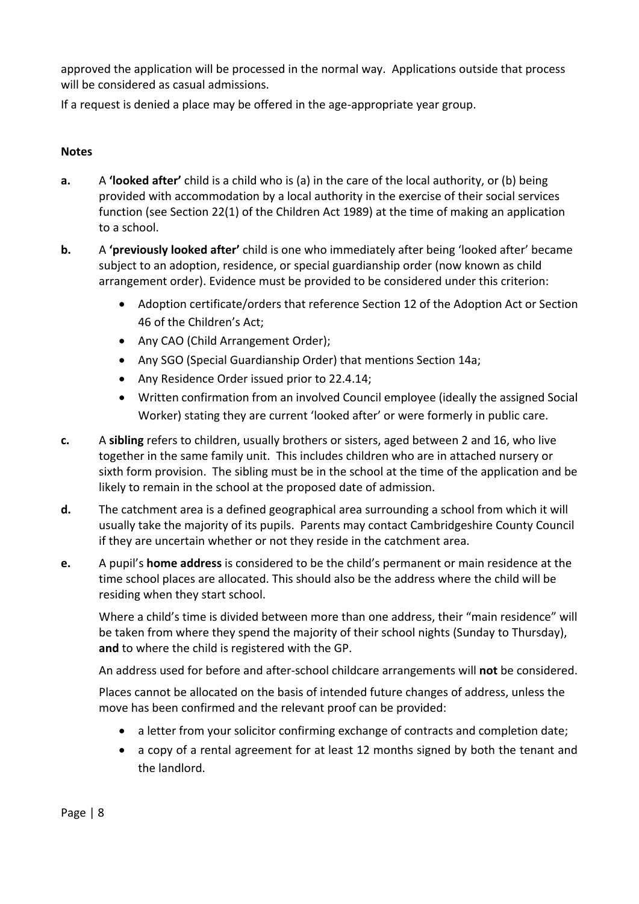approved the application will be processed in the normal way. Applications outside that process will be considered as casual admissions.

If a request is denied a place may be offered in the age-appropriate year group.

**Notes**

**a.** A **'looked after'** child is a child who is (a) in the care of the local authority, or (b) being provided with accommodation by a local authority in the exercise of their social services function (see Section 22(1) of the Children Act 1989) at the time of making an application to a school.

**b.** A **'previously looked after'** child is one who immediately after being 'looked after' became subject to an adoption, residence, or special guardianship order (now known as child arrangement order). Evidence must be provided to be considered under this criterion:

- Adoption certificate/orders that reference Section 12 of the Adoption Act or Section 46 of the Children's Act;
- Any CAO (Child Arrangement Order);
- Any SGO (Special Guardianship Order) that mentions Section 14a;
- Any Residence Order issued prior to 22.4.14;
- Written confirmation from an involved Council employee (ideally the assigned Social Worker) stating they are current 'looked after' or were formerly in public care.

**c.** A **sibling** refers to children, usually brothers or sisters, aged between 2 and 16, who live together in the same family unit. This includes children who are in attached nursery or sixth form provision. The sibling must be in the school at the time of the application and be likely to remain in the school at the proposed date of admission.

**d.** The catchment area is a defined geographical area surrounding a school from which it will usually take the majority of its pupils. Parents may contact Cambridgeshire County Council if they are uncertain whether or not they reside in the catchment area.

**e.** A pupil's **home address** is considered to be the child's permanent or main residence at the time school places are allocated. This should also be the address where the child will be residing when they start school.

Where a child's time is divided between more than one address, their "main residence" will be taken from where they spend the majority of their school nights (Sunday to Thursday), **and** to where the child is registered with the GP.

An address used for before and after-school childcare arrangements will **not** be considered.

Places cannot be allocated on the basis of intended future changes of address, unless the move has been confirmed and the relevant proof can be provided:

- a letter from your solicitor confirming exchange of contracts and completion date;
- a copy of a rental agreement for at least 12 months signed by both the tenant and the landlord.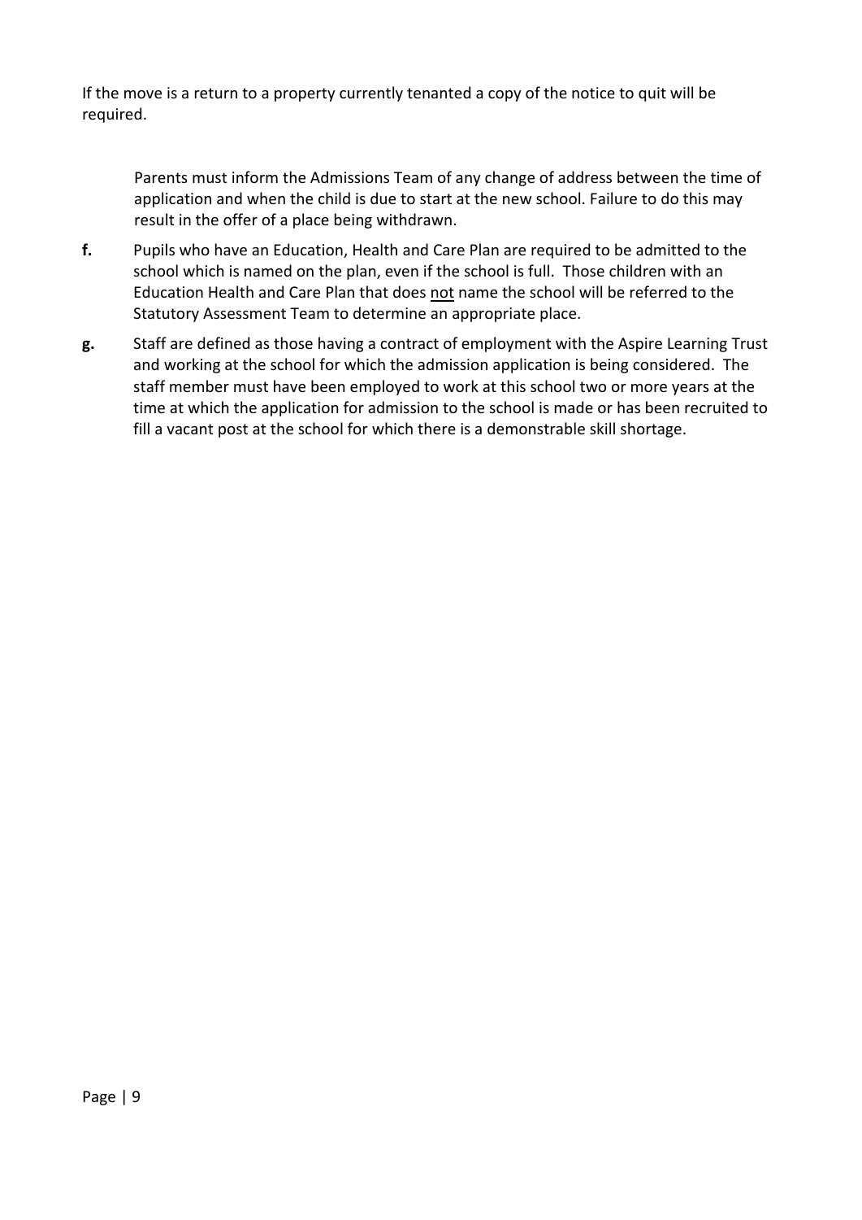If the move is a return to a property currently tenanted a copy of the notice to quit will be required.

Parents must inform the Admissions Team of any change of address between the time of application and when the child is due to start at the new school. Failure to do this may result in the offer of a place being withdrawn.

**f.** Pupils who have an Education, Health and Care Plan are required to be admitted to the school which is named on the plan, even if the school is full. Those children with an Education Health and Care Plan that does <u>not</u> name the school will be referred to the Statutory Assessment Team to determine an appropriate place.

**g.** Staff are defined as those having a contract of employment with the Aspire Learning Trust and working at the school for which the admission application is being considered. The staff member must have been employed to work at this school two or more years at the time at which the application for admission to the school is made or has been recruited to fill a vacant post at the school for which there is a demonstrable skill shortage.